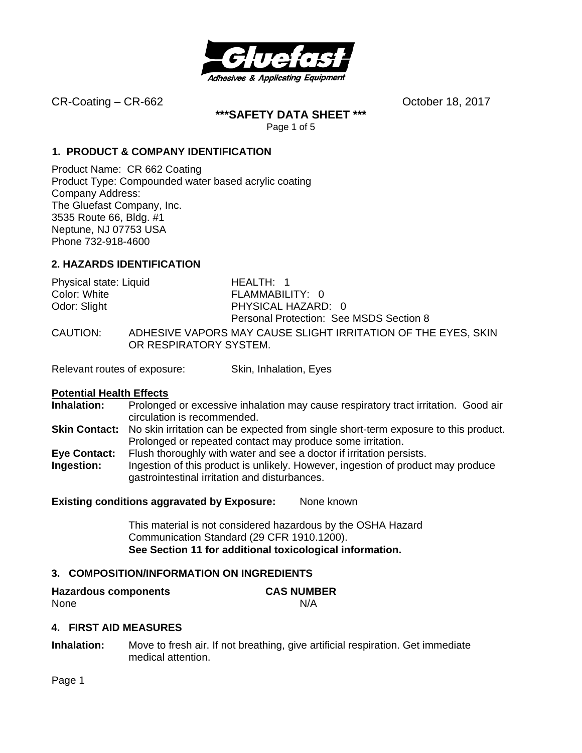Gluefast
Adhesives & Applicating Equipment

CR-Coating – CR-662 October 18, 2017

**\*\*\*SAFETY DATA SHEET \*\*\***

## 1. PRODUCT & COMPANY IDENTIFICATION

Product Name: CR 662 Coating
Product Type: Compounded water based acrylic coating
Company Address:
The Gluefast Company, Inc.
3535 Route 66, Bldg. #1
Neptune, NJ 07753 USA
Phone 732-918-4600

## 2. HAZARDS IDENTIFICATION

| | |
|---|---|
| Physical state: Liquid | HEALTH: 1 |
| Color: White | FLAMMABILITY: 0 |
| Odor: Slight | PHYSICAL HAZARD: 0 |
| | Personal Protection: See MSDS Section 8 |

CAUTION: ADHESIVE VAPORS MAY CAUSE SLIGHT IRRITATION OF THE EYES, SKIN OR RESPIRATORY SYSTEM.

Relevant routes of exposure: Skin, Inhalation, Eyes

**Potential Health Effects**

**Inhalation:** Prolonged or excessive inhalation may cause respiratory tract irritation. Good air circulation is recommended.

**Skin Contact:** No skin irritation can be expected from single short-term exposure to this product. Prolonged or repeated contact may produce some irritation.

**Eye Contact:** Flush thoroughly with water and see a doctor if irritation persists.

**Ingestion:** Ingestion of this product is unlikely. However, ingestion of product may produce gastrointestinal irritation and disturbances.

**Existing conditions aggravated by Exposure:** None known

This material is not considered hazardous by the OSHA Hazard Communication Standard (29 CFR 1910.1200).
**See Section 11 for additional toxicological information.**

## 3. COMPOSITION/INFORMATION ON INGREDIENTS

| Hazardous components | CAS NUMBER |
|---|---|
| None | N/A |

## 4. FIRST AID MEASURES

**Inhalation:** Move to fresh air. If not breathing, give artificial respiration. Get immediate medical attention.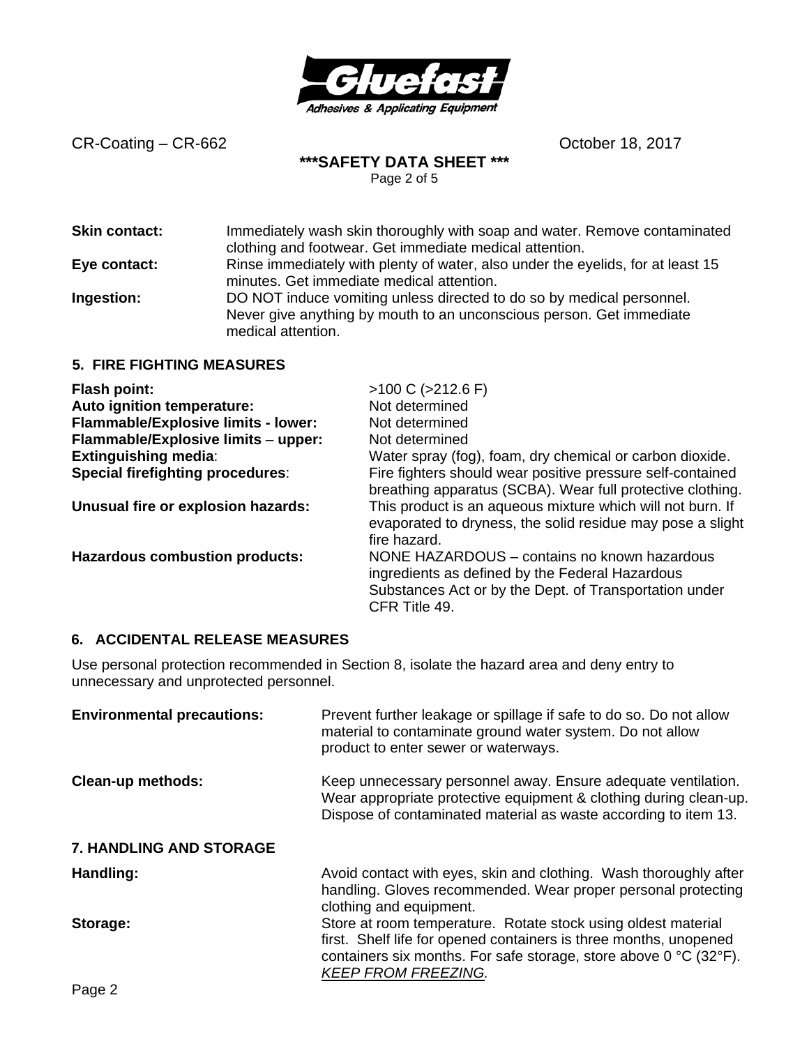**Skin contact:** Immediately wash skin thoroughly with soap and water. Remove contaminated clothing and footwear. Get immediate medical attention.

**Eye contact:** Rinse immediately with plenty of water, also under the eyelids, for at least 15 minutes. Get immediate medical attention.

**Ingestion:** DO NOT induce vomiting unless directed to do so by medical personnel. Never give anything by mouth to an unconscious person. Get immediate medical attention.

## 5. FIRE FIGHTING MEASURES

**Flash point:** >100 C (>212.6 F)

**Auto ignition temperature:** Not determined

**Flammable/Explosive limits - lower:** Not determined

**Flammable/Explosive limits – upper:** Not determined

**Extinguishing media**: Water spray (fog), foam, dry chemical or carbon dioxide.

**Special firefighting procedures**: Fire fighters should wear positive pressure self-contained breathing apparatus (SCBA). Wear full protective clothing.

**Unusual fire or explosion hazards:** This product is an aqueous mixture which will not burn. If evaporated to dryness, the solid residue may pose a slight fire hazard.

**Hazardous combustion products:** NONE HAZARDOUS – contains no known hazardous ingredients as defined by the Federal Hazardous Substances Act or by the Dept. of Transportation under CFR Title 49.

## 6. ACCIDENTAL RELEASE MEASURES

Use personal protection recommended in Section 8, isolate the hazard area and deny entry to unnecessary and unprotected personnel.

**Environmental precautions:** Prevent further leakage or spillage if safe to do so. Do not allow material to contaminate ground water system. Do not allow product to enter sewer or waterways.

**Clean-up methods:** Keep unnecessary personnel away. Ensure adequate ventilation. Wear appropriate protective equipment & clothing during clean-up. Dispose of contaminated material as waste according to item 13.

## 7. HANDLING AND STORAGE

**Handling:** Avoid contact with eyes, skin and clothing. Wash thoroughly after handling. Gloves recommended. Wear proper personal protecting clothing and equipment.

**Storage:** Store at room temperature. Rotate stock using oldest material first. Shelf life for opened containers is three months, unopened containers six months. For safe storage, store above 0 °C (32°F). *KEEP FROM FREEZING.*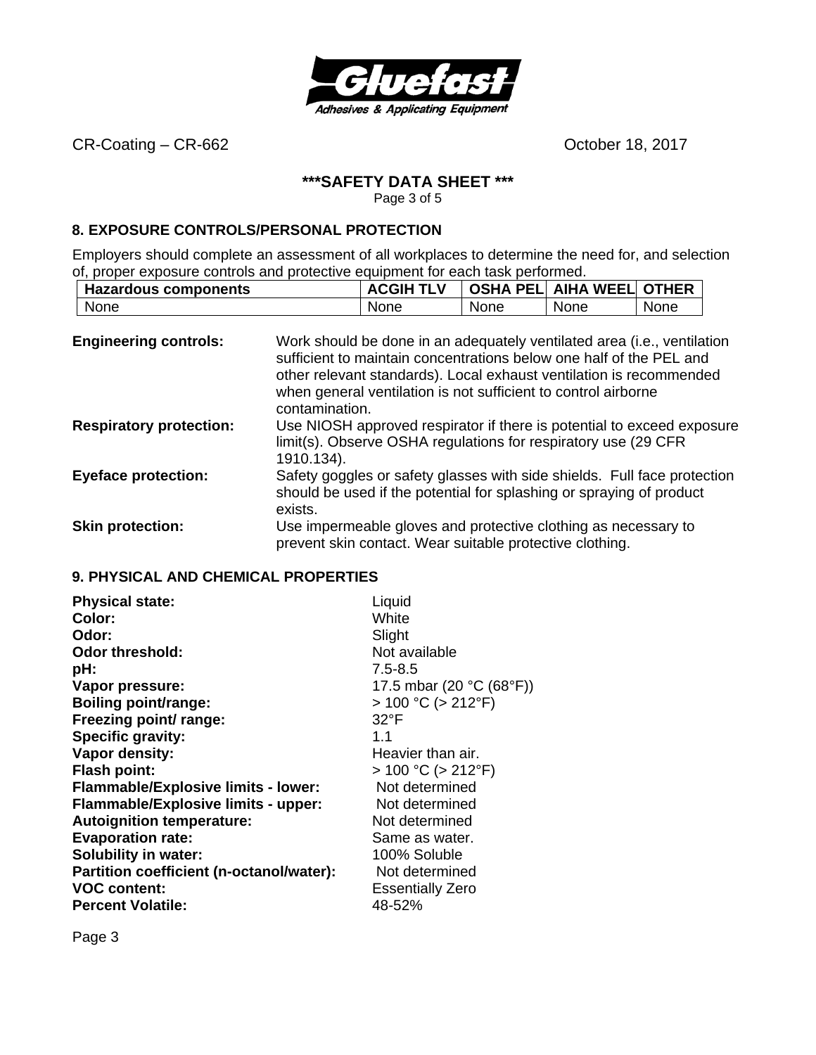## 8. EXPOSURE CONTROLS/PERSONAL PROTECTION

Employers should complete an assessment of all workplaces to determine the need for, and selection of, proper exposure controls and protective equipment for each task performed.

| Hazardous components | ACGIH TLV | OSHA PEL | AIHA WEEL | OTHER |
|---|---|---|---|---|
| None | None | None | None | None |

**Engineering controls:** Work should be done in an adequately ventilated area (i.e., ventilation sufficient to maintain concentrations below one half of the PEL and other relevant standards). Local exhaust ventilation is recommended when general ventilation is not sufficient to control airborne contamination.

**Respiratory protection:** Use NIOSH approved respirator if there is potential to exceed exposure limit(s). Observe OSHA regulations for respiratory use (29 CFR 1910.134).

**Eyeface protection:** Safety goggles or safety glasses with side shields. Full face protection should be used if the potential for splashing or spraying of product exists.

**Skin protection:** Use impermeable gloves and protective clothing as necessary to prevent skin contact. Wear suitable protective clothing.

## 9. PHYSICAL AND CHEMICAL PROPERTIES

**Physical state:** Liquid
**Color:** White
**Odor:** Slight
**Odor threshold:** Not available
**pH:** 7.5-8.5
**Vapor pressure:** 17.5 mbar (20 °C (68°F))
**Boiling point/range:** > 100 °C (> 212°F)
**Freezing point/ range:** 32°F
**Specific gravity:** 1.1
**Vapor density:** Heavier than air.
**Flash point:** > 100 °C (> 212°F)
**Flammable/Explosive limits - lower:** Not determined
**Flammable/Explosive limits - upper:** Not determined
**Autoignition temperature:** Not determined
**Evaporation rate:** Same as water.
**Solubility in water:** 100% Soluble
**Partition coefficient (n-octanol/water):** Not determined
**VOC content:** Essentially Zero
**Percent Volatile:** 48-52%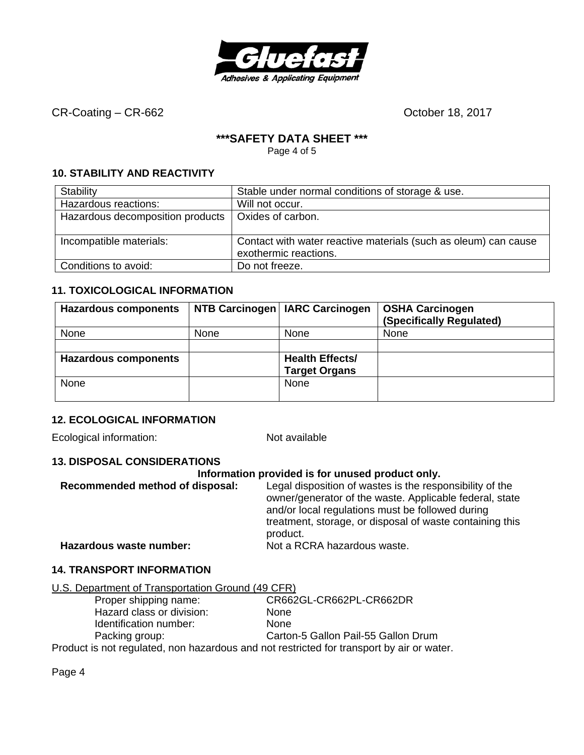CR-Coating – CR-662 October 18, 2017

**\*\*\*SAFETY DATA SHEET \*\*\***

### 10. STABILITY AND REACTIVITY

| Stability | Stable under normal conditions of storage & use. |
|---|---|
| Hazardous reactions: | Will not occur. |
| Hazardous decomposition products | Oxides of carbon. |
| Incompatible materials: | Contact with water reactive materials (such as oleum) can cause exothermic reactions. |
| Conditions to avoid: | Do not freeze. |

### 11. TOXICOLOGICAL INFORMATION

| **Hazardous components** | **NTB Carcinogen** | **IARC Carcinogen** | **OSHA Carcinogen (Specifically Regulated)** |
|---|---|---|---|
| None | None | None | None |
| | | | |
| **Hazardous components** | | **Health Effects/ Target Organs** | |
| None | | None | |

### 12. ECOLOGICAL INFORMATION

Ecological information: Not available

### 13. DISPOSAL CONSIDERATIONS

**Information provided is for unused product only.**

**Recommended method of disposal:** Legal disposition of wastes is the responsibility of the owner/generator of the waste. Applicable federal, state and/or local regulations must be followed during treatment, storage, or disposal of waste containing this product.

**Hazardous waste number:** Not a RCRA hazardous waste.

### 14. TRANSPORT INFORMATION

U.S. Department of Transportation Ground (49 CFR)

Proper shipping name: CR662GL-CR662PL-CR662DR
Hazard class or division: None
Identification number: None
Packing group: Carton-5 Gallon Pail-55 Gallon Drum

Product is not regulated, non hazardous and not restricted for transport by air or water.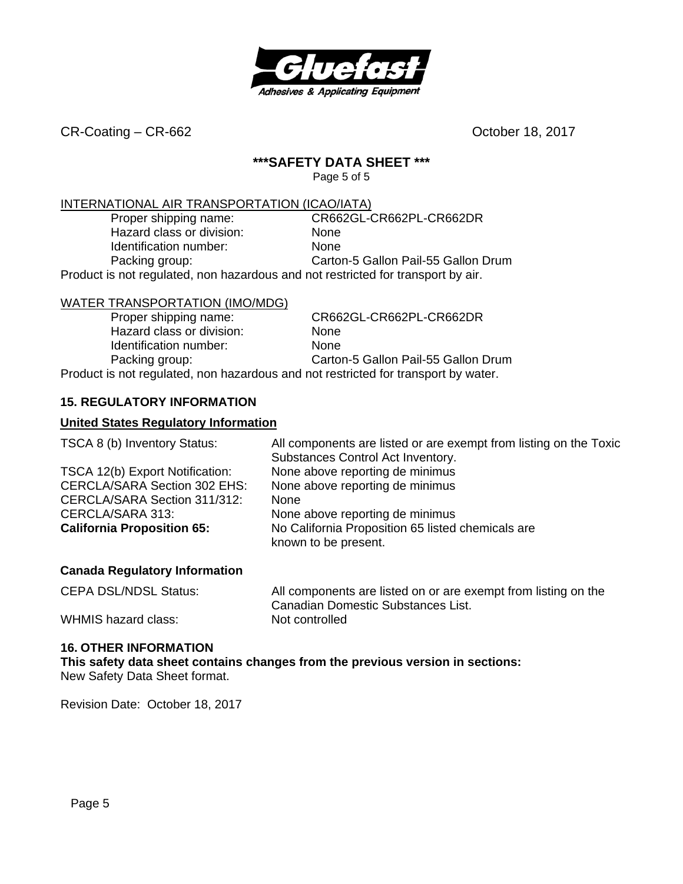#### INTERNATIONAL AIR TRANSPORTATION (ICAO/IATA)

| | |
|---|---|
| Proper shipping name: | CR662GL-CR662PL-CR662DR |
| Hazard class or division: | None |
| Identification number: | None |
| Packing group: | Carton-5 Gallon Pail-55 Gallon Drum |

Product is not regulated, non hazardous and not restricted for transport by air.

#### WATER TRANSPORTATION (IMO/MDG)

| | |
|---|---|
| Proper shipping name: | CR662GL-CR662PL-CR662DR |
| Hazard class or division: | None |
| Identification number: | None |
| Packing group: | Carton-5 Gallon Pail-55 Gallon Drum |

Product is not regulated, non hazardous and not restricted for transport by water.

## 15. REGULATORY INFORMATION

### United States Regulatory Information

| | |
|---|---|
| TSCA 8 (b) Inventory Status: | All components are listed or are exempt from listing on the Toxic Substances Control Act Inventory. |
| TSCA 12(b) Export Notification: | None above reporting de minimus |
| CERCLA/SARA Section 302 EHS: | None above reporting de minimus |
| CERCLA/SARA Section 311/312: | None |
| CERCLA/SARA 313: | None above reporting de minimus |
| **California Proposition 65:** | No California Proposition 65 listed chemicals are known to be present. |

### Canada Regulatory Information

| | |
|---|---|
| CEPA DSL/NDSL Status: | All components are listed on or are exempt from listing on the Canadian Domestic Substances List. |
| WHMIS hazard class: | Not controlled |

## 16. OTHER INFORMATION

**This safety data sheet contains changes from the previous version in sections:**
New Safety Data Sheet format.

Revision Date: October 18, 2017